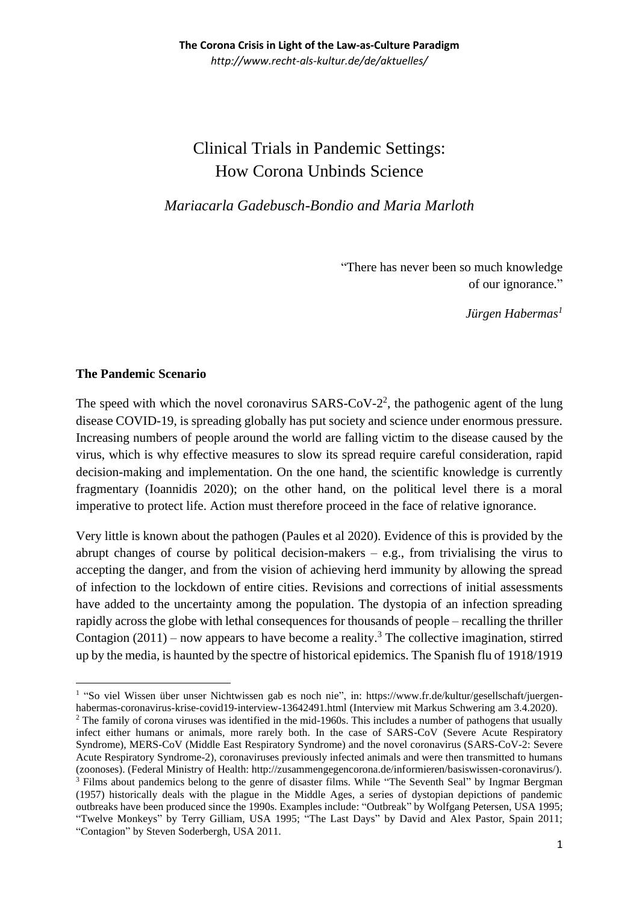# Clinical Trials in Pandemic Settings: How Corona Unbinds Science

*Mariacarla Gadebusch-Bondio and Maria Marloth*

"There has never been so much knowledge of our ignorance."

*Jürgen Habermas*[1]

## The Pandemic Scenario

The speed with which the novel coronavirus SARS-CoV-2[2], the pathogenic agent of the lung disease COVID-19, is spreading globally has put society and science under enormous pressure. Increasing numbers of people around the world are falling victim to the disease caused by the virus, which is why effective measures to slow its spread require careful consideration, rapid decision-making and implementation. On the one hand, the scientific knowledge is currently fragmentary (Ioannidis 2020); on the other hand, on the political level there is a moral imperative to protect life. Action must therefore proceed in the face of relative ignorance.

Very little is known about the pathogen (Paules et al 2020). Evidence of this is provided by the abrupt changes of course by political decision-makers – e.g., from trivialising the virus to accepting the danger, and from the vision of achieving herd immunity by allowing the spread of infection to the lockdown of entire cities. Revisions and corrections of initial assessments have added to the uncertainty among the population. The dystopia of an infection spreading rapidly across the globe with lethal consequences for thousands of people – recalling the thriller Contagion (2011) – now appears to have become a reality.[3] The collective imagination, stirred up by the media, is haunted by the spectre of historical epidemics. The Spanish flu of 1918/1919

---

[1] "So viel Wissen über unser Nichtwissen gab es noch nie", in: https://www.fr.de/kultur/gesellschaft/juergen-habermas-coronavirus-krise-covid19-interview-13642491.html (Interview mit Markus Schwering am 3.4.2020).

[2] The family of corona viruses was identified in the mid-1960s. This includes a number of pathogens that usually infect either humans or animals, more rarely both. In the case of SARS-CoV (Severe Acute Respiratory Syndrome), MERS-CoV (Middle East Respiratory Syndrome) and the novel coronavirus (SARS-CoV-2: Severe Acute Respiratory Syndrome-2), coronaviruses previously infected animals and were then transmitted to humans (zoonoses). (Federal Ministry of Health: http://zusammengegencorona.de/informieren/basiswissen-coronavirus/).

[3] Films about pandemics belong to the genre of disaster films. While "The Seventh Seal" by Ingmar Bergman (1957) historically deals with the plague in the Middle Ages, a series of dystopian depictions of pandemic outbreaks have been produced since the 1990s. Examples include: "Outbreak" by Wolfgang Petersen, USA 1995; "Twelve Monkeys" by Terry Gilliam, USA 1995; "The Last Days" by David and Alex Pastor, Spain 2011; "Contagion" by Steven Soderbergh, USA 2011.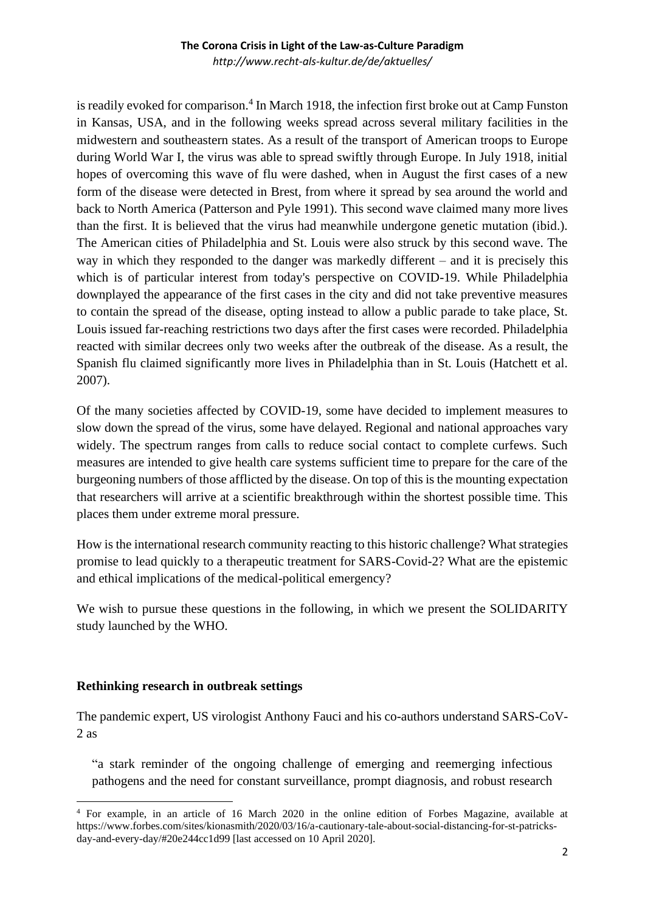is readily evoked for comparison.[4] In March 1918, the infection first broke out at Camp Funston in Kansas, USA, and in the following weeks spread across several military facilities in the midwestern and southeastern states. As a result of the transport of American troops to Europe during World War I, the virus was able to spread swiftly through Europe. In July 1918, initial hopes of overcoming this wave of flu were dashed, when in August the first cases of a new form of the disease were detected in Brest, from where it spread by sea around the world and back to North America (Patterson and Pyle 1991). This second wave claimed many more lives than the first. It is believed that the virus had meanwhile undergone genetic mutation (ibid.). The American cities of Philadelphia and St. Louis were also struck by this second wave. The way in which they responded to the danger was markedly different – and it is precisely this which is of particular interest from today's perspective on COVID-19. While Philadelphia downplayed the appearance of the first cases in the city and did not take preventive measures to contain the spread of the disease, opting instead to allow a public parade to take place, St. Louis issued far-reaching restrictions two days after the first cases were recorded. Philadelphia reacted with similar decrees only two weeks after the outbreak of the disease. As a result, the Spanish flu claimed significantly more lives in Philadelphia than in St. Louis (Hatchett et al. 2007).

Of the many societies affected by COVID-19, some have decided to implement measures to slow down the spread of the virus, some have delayed. Regional and national approaches vary widely. The spectrum ranges from calls to reduce social contact to complete curfews. Such measures are intended to give health care systems sufficient time to prepare for the care of the burgeoning numbers of those afflicted by the disease. On top of this is the mounting expectation that researchers will arrive at a scientific breakthrough within the shortest possible time. This places them under extreme moral pressure.

How is the international research community reacting to this historic challenge? What strategies promise to lead quickly to a therapeutic treatment for SARS-Covid-2? What are the epistemic and ethical implications of the medical-political emergency?

We wish to pursue these questions in the following, in which we present the SOLIDARITY study launched by the WHO.

## Rethinking research in outbreak settings

The pandemic expert, US virologist Anthony Fauci and his co-authors understand SARS-CoV-2 as

> "a stark reminder of the ongoing challenge of emerging and reemerging infectious pathogens and the need for constant surveillance, prompt diagnosis, and robust research

[4] For example, in an article of 16 March 2020 in the online edition of Forbes Magazine, available at https://www.forbes.com/sites/kionasmith/2020/03/16/a-cautionary-tale-about-social-distancing-for-st-patricks-day-and-every-day/#20e244cc1d99 [last accessed on 10 April 2020].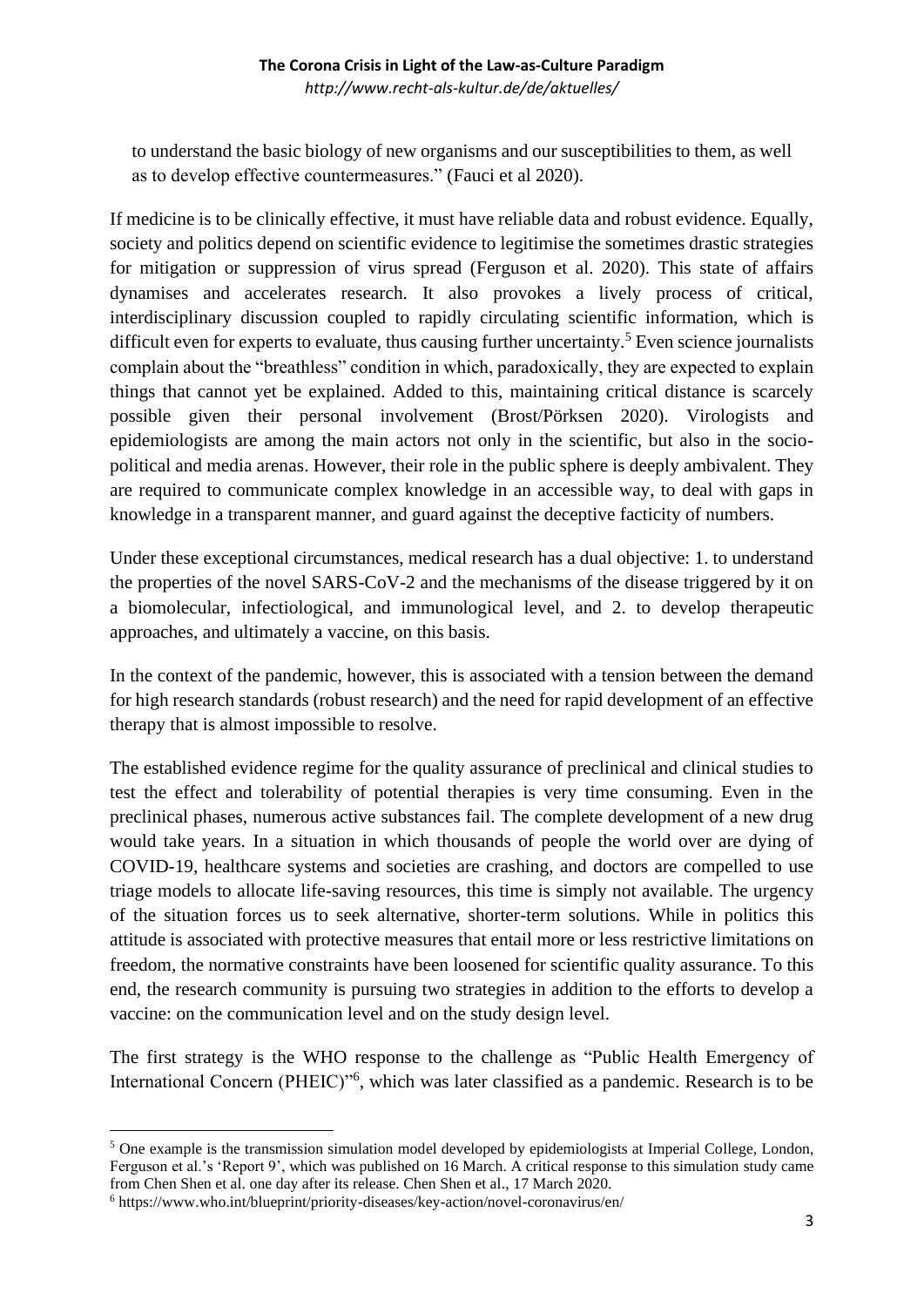to understand the basic biology of new organisms and our susceptibilities to them, as well as to develop effective countermeasures." (Fauci et al 2020).

If medicine is to be clinically effective, it must have reliable data and robust evidence. Equally, society and politics depend on scientific evidence to legitimise the sometimes drastic strategies for mitigation or suppression of virus spread (Ferguson et al. 2020). This state of affairs dynamises and accelerates research. It also provokes a lively process of critical, interdisciplinary discussion coupled to rapidly circulating scientific information, which is difficult even for experts to evaluate, thus causing further uncertainty.[5] Even science journalists complain about the "breathless" condition in which, paradoxically, they are expected to explain things that cannot yet be explained. Added to this, maintaining critical distance is scarcely possible given their personal involvement (Brost/Pörksen 2020). Virologists and epidemiologists are among the main actors not only in the scientific, but also in the socio-political and media arenas. However, their role in the public sphere is deeply ambivalent. They are required to communicate complex knowledge in an accessible way, to deal with gaps in knowledge in a transparent manner, and guard against the deceptive facticity of numbers.

Under these exceptional circumstances, medical research has a dual objective: 1. to understand the properties of the novel SARS-CoV-2 and the mechanisms of the disease triggered by it on a biomolecular, infectiological, and immunological level, and 2. to develop therapeutic approaches, and ultimately a vaccine, on this basis.

In the context of the pandemic, however, this is associated with a tension between the demand for high research standards (robust research) and the need for rapid development of an effective therapy that is almost impossible to resolve.

The established evidence regime for the quality assurance of preclinical and clinical studies to test the effect and tolerability of potential therapies is very time consuming. Even in the preclinical phases, numerous active substances fail. The complete development of a new drug would take years. In a situation in which thousands of people the world over are dying of COVID-19, healthcare systems and societies are crashing, and doctors are compelled to use triage models to allocate life-saving resources, this time is simply not available. The urgency of the situation forces us to seek alternative, shorter-term solutions. While in politics this attitude is associated with protective measures that entail more or less restrictive limitations on freedom, the normative constraints have been loosened for scientific quality assurance. To this end, the research community is pursuing two strategies in addition to the efforts to develop a vaccine: on the communication level and on the study design level.

The first strategy is the WHO response to the challenge as "Public Health Emergency of International Concern (PHEIC)"[6], which was later classified as a pandemic. Research is to be

---

[5] One example is the transmission simulation model developed by epidemiologists at Imperial College, London, Ferguson et al.'s 'Report 9', which was published on 16 March. A critical response to this simulation study came from Chen Shen et al. one day after its release. Chen Shen et al., 17 March 2020.

[6] https://www.who.int/blueprint/priority-diseases/key-action/novel-coronavirus/en/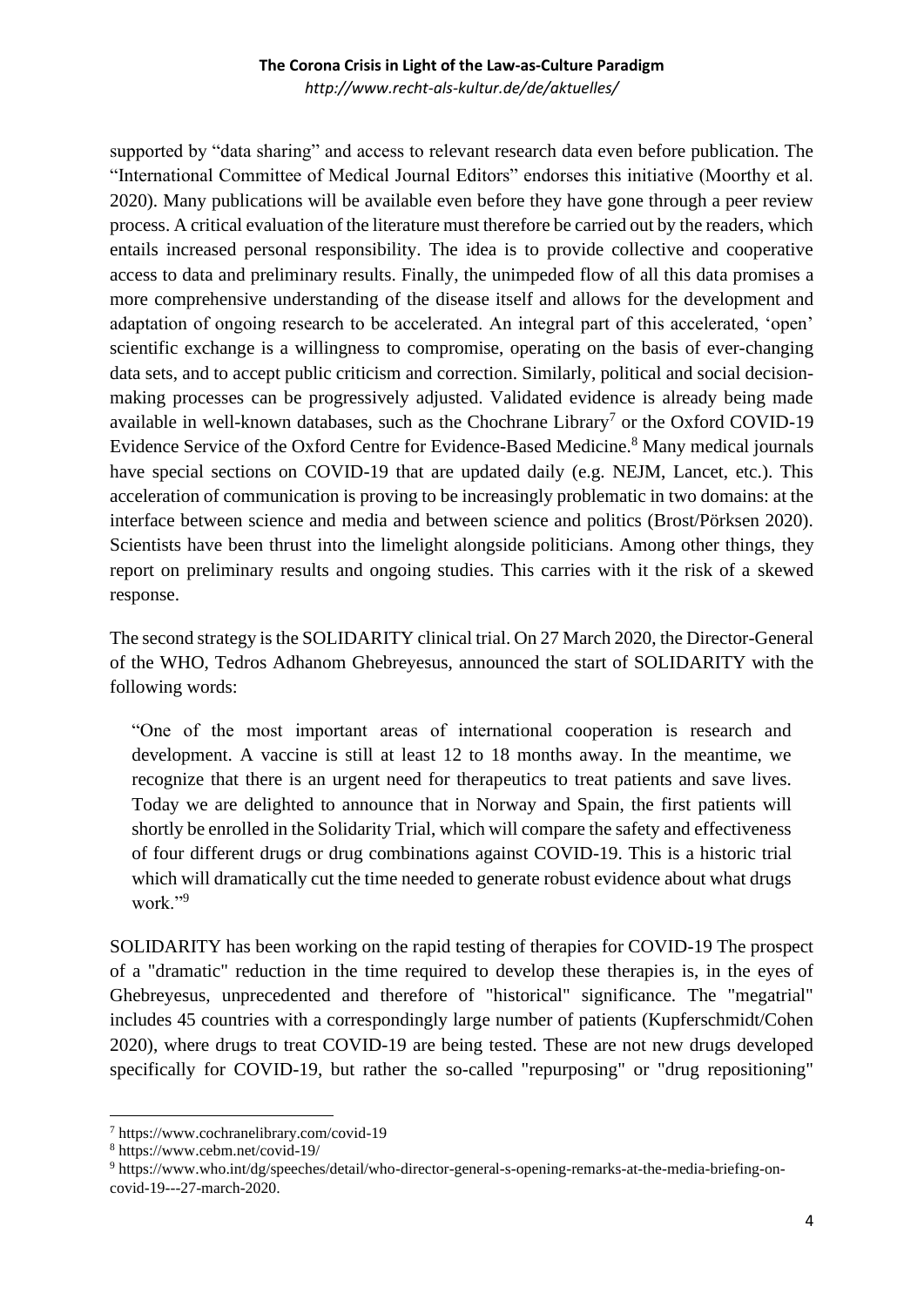supported by “data sharing” and access to relevant research data even before publication. The “International Committee of Medical Journal Editors” endorses this initiative (Moorthy et al. 2020). Many publications will be available even before they have gone through a peer review process. A critical evaluation of the literature must therefore be carried out by the readers, which entails increased personal responsibility. The idea is to provide collective and cooperative access to data and preliminary results. Finally, the unimpeded flow of all this data promises a more comprehensive understanding of the disease itself and allows for the development and adaptation of ongoing research to be accelerated. An integral part of this accelerated, ‘open’ scientific exchange is a willingness to compromise, operating on the basis of ever-changing data sets, and to accept public criticism and correction. Similarly, political and social decision-making processes can be progressively adjusted. Validated evidence is already being made available in well-known databases, such as the Chochrane Library[7] or the Oxford COVID-19 Evidence Service of the Oxford Centre for Evidence-Based Medicine.[8] Many medical journals have special sections on COVID-19 that are updated daily (e.g. NEJM, Lancet, etc.). This acceleration of communication is proving to be increasingly problematic in two domains: at the interface between science and media and between science and politics (Brost/Pörksen 2020). Scientists have been thrust into the limelight alongside politicians. Among other things, they report on preliminary results and ongoing studies. This carries with it the risk of a skewed response.

The second strategy is the SOLIDARITY clinical trial. On 27 March 2020, the Director-General of the WHO, Tedros Adhanom Ghebreyesus, announced the start of SOLIDARITY with the following words:

> “One of the most important areas of international cooperation is research and development. A vaccine is still at least 12 to 18 months away. In the meantime, we recognize that there is an urgent need for therapeutics to treat patients and save lives. Today we are delighted to announce that in Norway and Spain, the first patients will shortly be enrolled in the Solidarity Trial, which will compare the safety and effectiveness of four different drugs or drug combinations against COVID-19. This is a historic trial which will dramatically cut the time needed to generate robust evidence about what drugs work.”[9]

SOLIDARITY has been working on the rapid testing of therapies for COVID-19 The prospect of a "dramatic" reduction in the time required to develop these therapies is, in the eyes of Ghebreyesus, unprecedented and therefore of "historical" significance. The "megatrial" includes 45 countries with a correspondingly large number of patients (Kupferschmidt/Cohen 2020), where drugs to treat COVID-19 are being tested. These are not new drugs developed specifically for COVID-19, but rather the so-called "repurposing" or "drug repositioning"

---

[7] https://www.cochranelibrary.com/covid-19

[8] https://www.cebm.net/covid-19/

[9] https://www.who.int/dg/speeches/detail/who-director-general-s-opening-remarks-at-the-media-briefing-on-covid-19---27-march-2020.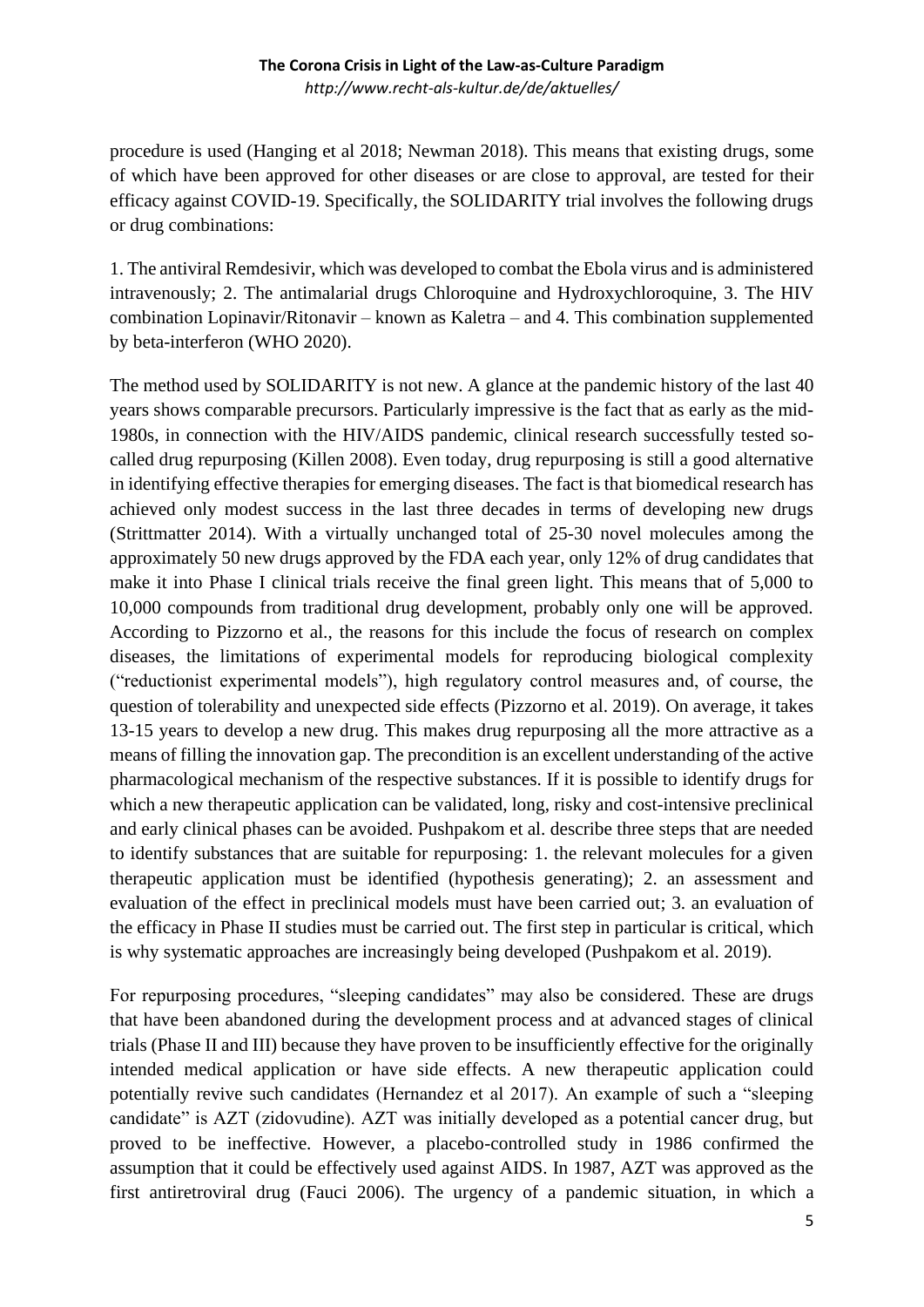procedure is used (Hanging et al 2018; Newman 2018). This means that existing drugs, some of which have been approved for other diseases or are close to approval, are tested for their efficacy against COVID-19. Specifically, the SOLIDARITY trial involves the following drugs or drug combinations:

1. The antiviral Remdesivir, which was developed to combat the Ebola virus and is administered intravenously; 2. The antimalarial drugs Chloroquine and Hydroxychloroquine, 3. The HIV combination Lopinavir/Ritonavir – known as Kaletra – and 4. This combination supplemented by beta-interferon (WHO 2020).

The method used by SOLIDARITY is not new. A glance at the pandemic history of the last 40 years shows comparable precursors. Particularly impressive is the fact that as early as the mid-1980s, in connection with the HIV/AIDS pandemic, clinical research successfully tested so-called drug repurposing (Killen 2008). Even today, drug repurposing is still a good alternative in identifying effective therapies for emerging diseases. The fact is that biomedical research has achieved only modest success in the last three decades in terms of developing new drugs (Strittmatter 2014). With a virtually unchanged total of 25-30 novel molecules among the approximately 50 new drugs approved by the FDA each year, only 12% of drug candidates that make it into Phase I clinical trials receive the final green light. This means that of 5,000 to 10,000 compounds from traditional drug development, probably only one will be approved. According to Pizzorno et al., the reasons for this include the focus of research on complex diseases, the limitations of experimental models for reproducing biological complexity ("reductionist experimental models"), high regulatory control measures and, of course, the question of tolerability and unexpected side effects (Pizzorno et al. 2019). On average, it takes 13-15 years to develop a new drug. This makes drug repurposing all the more attractive as a means of filling the innovation gap. The precondition is an excellent understanding of the active pharmacological mechanism of the respective substances. If it is possible to identify drugs for which a new therapeutic application can be validated, long, risky and cost-intensive preclinical and early clinical phases can be avoided. Pushpakom et al. describe three steps that are needed to identify substances that are suitable for repurposing: 1. the relevant molecules for a given therapeutic application must be identified (hypothesis generating); 2. an assessment and evaluation of the effect in preclinical models must have been carried out; 3. an evaluation of the efficacy in Phase II studies must be carried out. The first step in particular is critical, which is why systematic approaches are increasingly being developed (Pushpakom et al. 2019).

For repurposing procedures, "sleeping candidates" may also be considered. These are drugs that have been abandoned during the development process and at advanced stages of clinical trials (Phase II and III) because they have proven to be insufficiently effective for the originally intended medical application or have side effects. A new therapeutic application could potentially revive such candidates (Hernandez et al 2017). An example of such a "sleeping candidate" is AZT (zidovudine). AZT was initially developed as a potential cancer drug, but proved to be ineffective. However, a placebo-controlled study in 1986 confirmed the assumption that it could be effectively used against AIDS. In 1987, AZT was approved as the first antiretroviral drug (Fauci 2006). The urgency of a pandemic situation, in which a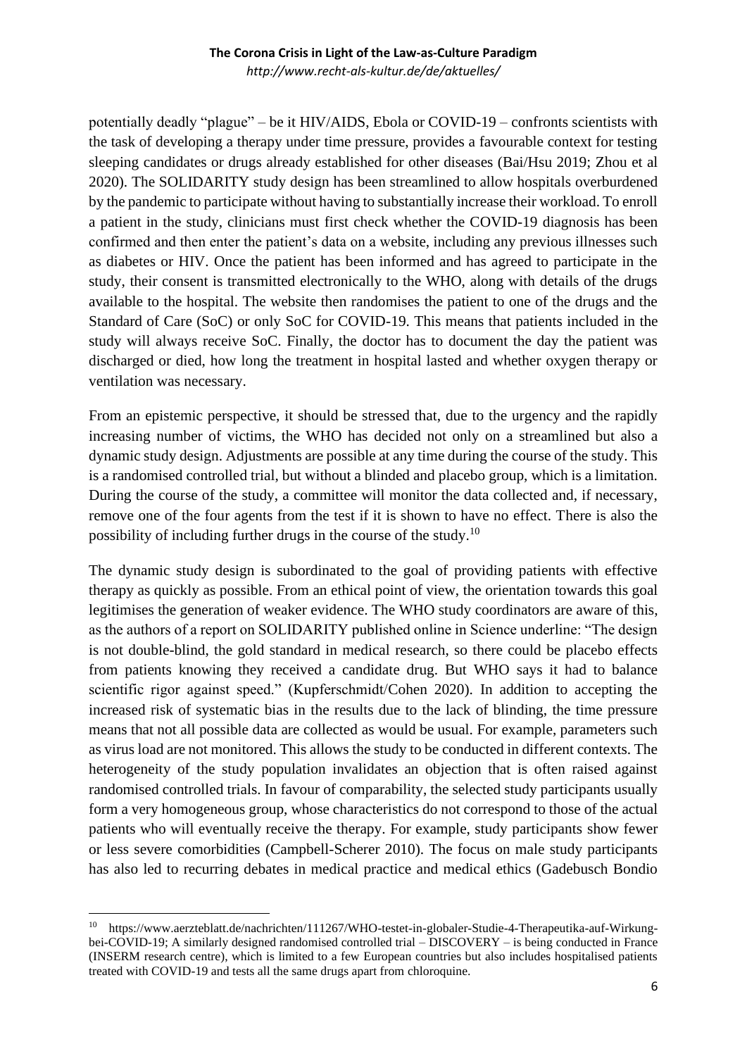potentially deadly "plague" – be it HIV/AIDS, Ebola or COVID-19 – confronts scientists with the task of developing a therapy under time pressure, provides a favourable context for testing sleeping candidates or drugs already established for other diseases (Bai/Hsu 2019; Zhou et al 2020). The SOLIDARITY study design has been streamlined to allow hospitals overburdened by the pandemic to participate without having to substantially increase their workload. To enroll a patient in the study, clinicians must first check whether the COVID-19 diagnosis has been confirmed and then enter the patient's data on a website, including any previous illnesses such as diabetes or HIV. Once the patient has been informed and has agreed to participate in the study, their consent is transmitted electronically to the WHO, along with details of the drugs available to the hospital. The website then randomises the patient to one of the drugs and the Standard of Care (SoC) or only SoC for COVID-19. This means that patients included in the study will always receive SoC. Finally, the doctor has to document the day the patient was discharged or died, how long the treatment in hospital lasted and whether oxygen therapy or ventilation was necessary.

From an epistemic perspective, it should be stressed that, due to the urgency and the rapidly increasing number of victims, the WHO has decided not only on a streamlined but also a dynamic study design. Adjustments are possible at any time during the course of the study. This is a randomised controlled trial, but without a blinded and placebo group, which is a limitation. During the course of the study, a committee will monitor the data collected and, if necessary, remove one of the four agents from the test if it is shown to have no effect. There is also the possibility of including further drugs in the course of the study.[10]

The dynamic study design is subordinated to the goal of providing patients with effective therapy as quickly as possible. From an ethical point of view, the orientation towards this goal legitimises the generation of weaker evidence. The WHO study coordinators are aware of this, as the authors of a report on SOLIDARITY published online in Science underline: "The design is not double-blind, the gold standard in medical research, so there could be placebo effects from patients knowing they received a candidate drug. But WHO says it had to balance scientific rigor against speed." (Kupferschmidt/Cohen 2020). In addition to accepting the increased risk of systematic bias in the results due to the lack of blinding, the time pressure means that not all possible data are collected as would be usual. For example, parameters such as virus load are not monitored. This allows the study to be conducted in different contexts. The heterogeneity of the study population invalidates an objection that is often raised against randomised controlled trials. In favour of comparability, the selected study participants usually form a very homogeneous group, whose characteristics do not correspond to those of the actual patients who will eventually receive the therapy. For example, study participants show fewer or less severe comorbidities (Campbell-Scherer 2010). The focus on male study participants has also led to recurring debates in medical practice and medical ethics (Gadebusch Bondio

---

[10] https://www.aerzteblatt.de/nachrichten/111267/WHO-testet-in-globaler-Studie-4-Therapeutika-auf-Wirkung-bei-COVID-19; A similarly designed randomised controlled trial – DISCOVERY – is being conducted in France (INSERM research centre), which is limited to a few European countries but also includes hospitalised patients treated with COVID-19 and tests all the same drugs apart from chloroquine.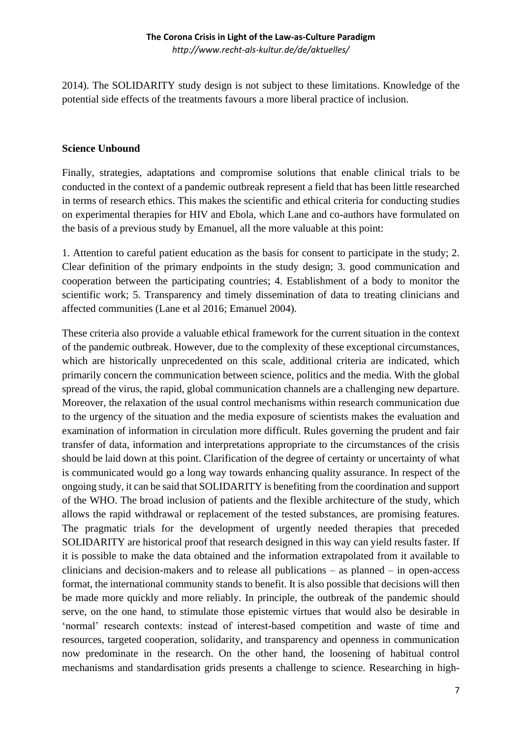2014). The SOLIDARITY study design is not subject to these limitations. Knowledge of the potential side effects of the treatments favours a more liberal practice of inclusion.

## Science Unbound

Finally, strategies, adaptations and compromise solutions that enable clinical trials to be conducted in the context of a pandemic outbreak represent a field that has been little researched in terms of research ethics. This makes the scientific and ethical criteria for conducting studies on experimental therapies for HIV and Ebola, which Lane and co-authors have formulated on the basis of a previous study by Emanuel, all the more valuable at this point:

1. Attention to careful patient education as the basis for consent to participate in the study; 2. Clear definition of the primary endpoints in the study design; 3. good communication and cooperation between the participating countries; 4. Establishment of a body to monitor the scientific work; 5. Transparency and timely dissemination of data to treating clinicians and affected communities (Lane et al 2016; Emanuel 2004).

These criteria also provide a valuable ethical framework for the current situation in the context of the pandemic outbreak. However, due to the complexity of these exceptional circumstances, which are historically unprecedented on this scale, additional criteria are indicated, which primarily concern the communication between science, politics and the media. With the global spread of the virus, the rapid, global communication channels are a challenging new departure. Moreover, the relaxation of the usual control mechanisms within research communication due to the urgency of the situation and the media exposure of scientists makes the evaluation and examination of information in circulation more difficult. Rules governing the prudent and fair transfer of data, information and interpretations appropriate to the circumstances of the crisis should be laid down at this point. Clarification of the degree of certainty or uncertainty of what is communicated would go a long way towards enhancing quality assurance. In respect of the ongoing study, it can be said that SOLIDARITY is benefiting from the coordination and support of the WHO. The broad inclusion of patients and the flexible architecture of the study, which allows the rapid withdrawal or replacement of the tested substances, are promising features. The pragmatic trials for the development of urgently needed therapies that preceded SOLIDARITY are historical proof that research designed in this way can yield results faster. If it is possible to make the data obtained and the information extrapolated from it available to clinicians and decision-makers and to release all publications – as planned – in open-access format, the international community stands to benefit. It is also possible that decisions will then be made more quickly and more reliably. In principle, the outbreak of the pandemic should serve, on the one hand, to stimulate those epistemic virtues that would also be desirable in 'normal' research contexts: instead of interest-based competition and waste of time and resources, targeted cooperation, solidarity, and transparency and openness in communication now predominate in the research. On the other hand, the loosening of habitual control mechanisms and standardisation grids presents a challenge to science. Researching in high-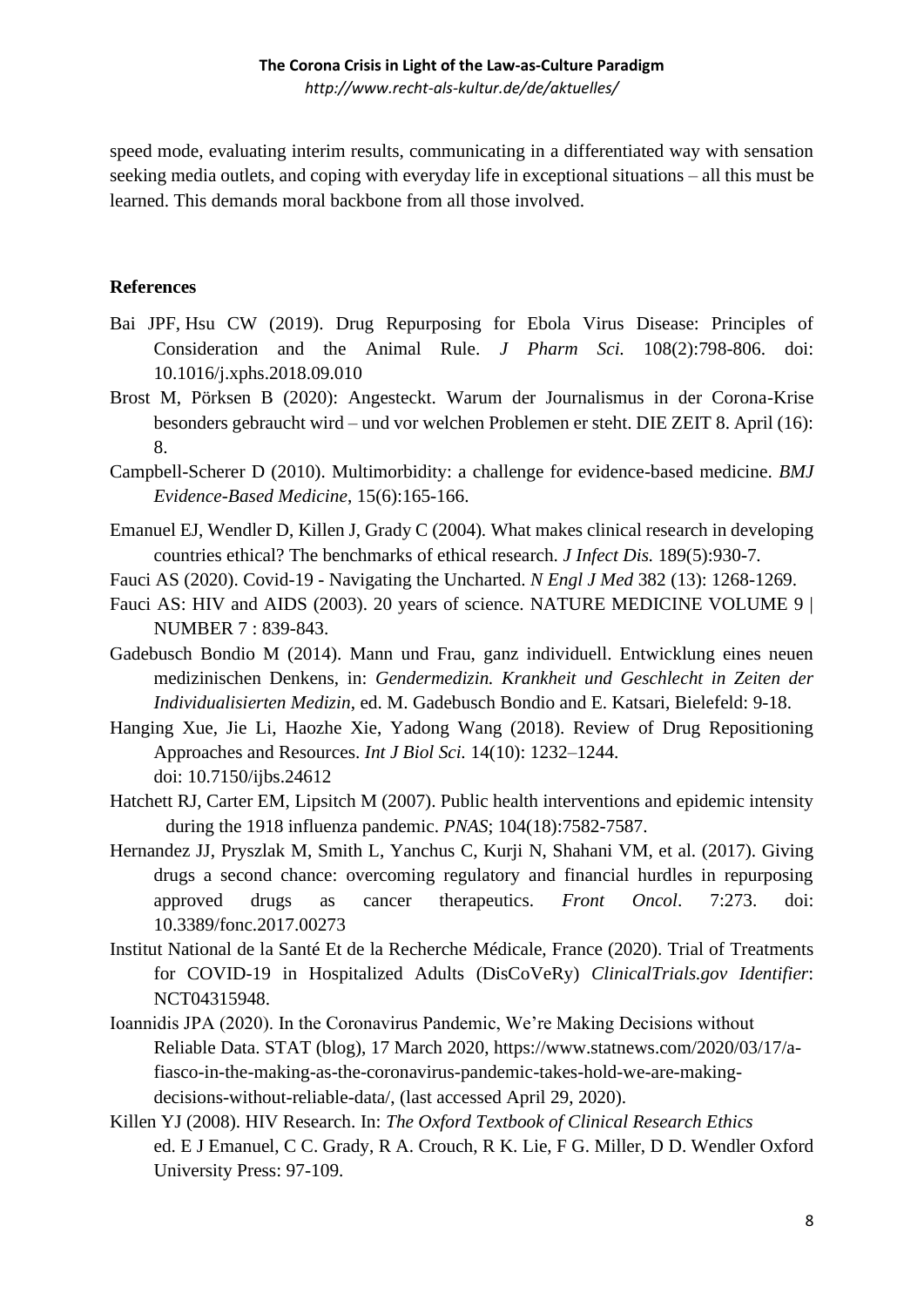speed mode, evaluating interim results, communicating in a differentiated way with sensation seeking media outlets, and coping with everyday life in exceptional situations – all this must be learned. This demands moral backbone from all those involved.

## References

Bai JPF, Hsu CW (2019). Drug Repurposing for Ebola Virus Disease: Principles of Consideration and the Animal Rule. *J Pharm Sci.* 108(2):798-806. doi: 10.1016/j.xphs.2018.09.010

Brost M, Pörksen B (2020): Angesteckt. Warum der Journalismus in der Corona-Krise besonders gebraucht wird – und vor welchen Problemen er steht. DIE ZEIT 8. April (16): 8.

Campbell-Scherer D (2010). Multimorbidity: a challenge for evidence-based medicine. *BMJ Evidence-Based Medicine*, 15(6):165-166.

Emanuel EJ, Wendler D, Killen J, Grady C (2004). What makes clinical research in developing countries ethical? The benchmarks of ethical research. *J Infect Dis.* 189(5):930-7.

Fauci AS (2020). Covid-19 - Navigating the Uncharted. *N Engl J Med* 382 (13): 1268-1269.

Fauci AS: HIV and AIDS (2003). 20 years of science. NATURE MEDICINE VOLUME 9 | NUMBER 7 : 839-843.

Gadebusch Bondio M (2014). Mann und Frau, ganz individuell. Entwicklung eines neuen medizinischen Denkens, in: *Gendermedizin. Krankheit und Geschlecht in Zeiten der Individualisierten Medizin*, ed. M. Gadebusch Bondio and E. Katsari, Bielefeld: 9-18.

Hanging Xue, Jie Li, Haozhe Xie, Yadong Wang (2018). Review of Drug Repositioning Approaches and Resources. *Int J Biol Sci.* 14(10): 1232–1244. doi: 10.7150/ijbs.24612

Hatchett RJ, Carter EM, Lipsitch M (2007). Public health interventions and epidemic intensity during the 1918 influenza pandemic. *PNAS*; 104(18):7582-7587.

Hernandez JJ, Pryszlak M, Smith L, Yanchus C, Kurji N, Shahani VM, et al. (2017). Giving drugs a second chance: overcoming regulatory and financial hurdles in repurposing approved drugs as cancer therapeutics. *Front Oncol*. 7:273. doi: 10.3389/fonc.2017.00273

Institut National de la Santé Et de la Recherche Médicale, France (2020). Trial of Treatments for COVID-19 in Hospitalized Adults (DisCoVeRy) *ClinicalTrials.gov Identifier*: NCT04315948.

Ioannidis JPA (2020). In the Coronavirus Pandemic, We're Making Decisions without Reliable Data. STAT (blog), 17 March 2020, https://www.statnews.com/2020/03/17/a-fiasco-in-the-making-as-the-coronavirus-pandemic-takes-hold-we-are-making-decisions-without-reliable-data/, (last accessed April 29, 2020).

Killen YJ (2008). HIV Research. In: *The Oxford Textbook of Clinical Research Ethics* ed. E J Emanuel, C C. Grady, R A. Crouch, R K. Lie, F G. Miller, D D. Wendler Oxford University Press: 97-109.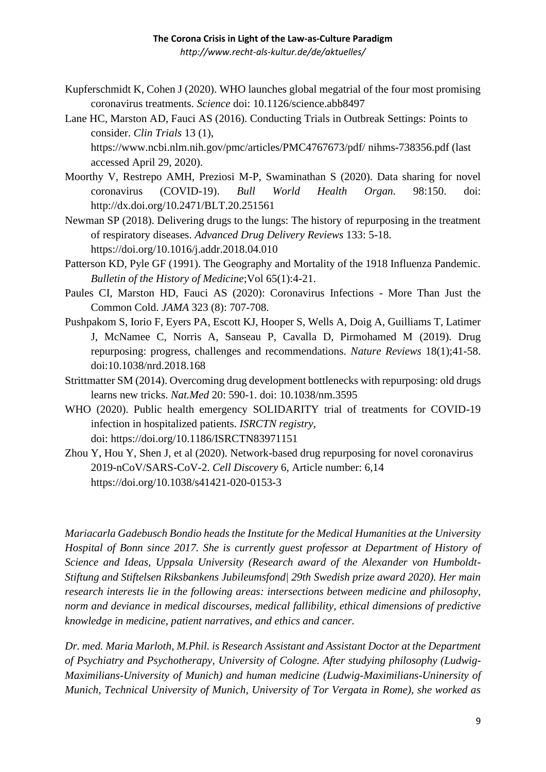Kupferschmidt K, Cohen J (2020). WHO launches global megatrial of the four most promising coronavirus treatments. *Science* doi: 10.1126/science.abb8497

Lane HC, Marston AD, Fauci AS (2016). Conducting Trials in Outbreak Settings: Points to consider. *Clin Trials* 13 (1), https://www.ncbi.nlm.nih.gov/pmc/articles/PMC4767673/pdf/ nihms-738356.pdf (last accessed April 29, 2020).

Moorthy V, Restrepo AMH, Preziosi M-P, Swaminathan S (2020). Data sharing for novel coronavirus (COVID-19). *Bull World Health Organ.* 98:150. doi: http://dx.doi.org/10.2471/BLT.20.251561

Newman SP (2018). Delivering drugs to the lungs: The history of repurposing in the treatment of respiratory diseases. *Advanced Drug Delivery Reviews* 133: 5-18. https://doi.org/10.1016/j.addr.2018.04.010

Patterson KD, Pyle GF (1991). The Geography and Mortality of the 1918 Influenza Pandemic. *Bulletin of the History of Medicine*;Vol 65(1):4-21.

Paules CI, Marston HD, Fauci AS (2020): Coronavirus Infections - More Than Just the Common Cold. *JAMA* 323 (8): 707-708.

Pushpakom S, Iorio F, Eyers PA, Escott KJ, Hooper S, Wells A, Doig A, Guilliams T, Latimer J, McNamee C, Norris A, Sanseau P, Cavalla D, Pirmohamed M (2019). Drug repurposing: progress, challenges and recommendations. *Nature Reviews* 18(1);41-58. doi:10.1038/nrd.2018.168

Strittmatter SM (2014). Overcoming drug development bottlenecks with repurposing: old drugs learns new tricks. *Nat.Med* 20: 590-1. doi: 10.1038/nm.3595

WHO (2020). Public health emergency SOLIDARITY trial of treatments for COVID-19 infection in hospitalized patients. *ISRCTN registry*, doi: https://doi.org/10.1186/ISRCTN83971151

Zhou Y, Hou Y, Shen J, et al (2020). Network-based drug repurposing for novel coronavirus 2019-nCoV/SARS-CoV-2. *Cell Discovery* 6, Article number: 6,14 https://doi.org/10.1038/s41421-020-0153-3

*Mariacarla Gadebusch Bondio heads the Institute for the Medical Humanities at the University Hospital of Bonn since 2017. She is currently guest professor at Department of History of Science and Ideas, Uppsala University (Research award of the Alexander von Humboldt-Stiftung and Stiftelsen Riksbankens Jubileumsfond| 29th Swedish prize award 2020). Her main research interests lie in the following areas: intersections between medicine and philosophy, norm and deviance in medical discourses, medical fallibility, ethical dimensions of predictive knowledge in medicine, patient narratives, and ethics and cancer.*

*Dr. med. Maria Marloth, M.Phil. is Research Assistant and Assistant Doctor at the Department of Psychiatry and Psychotherapy, University of Cologne. After studying philosophy (Ludwig-Maximilians-University of Munich) and human medicine (Ludwig-Maximilians-Uninersity of Munich, Technical University of Munich, University of Tor Vergata in Rome), she worked as*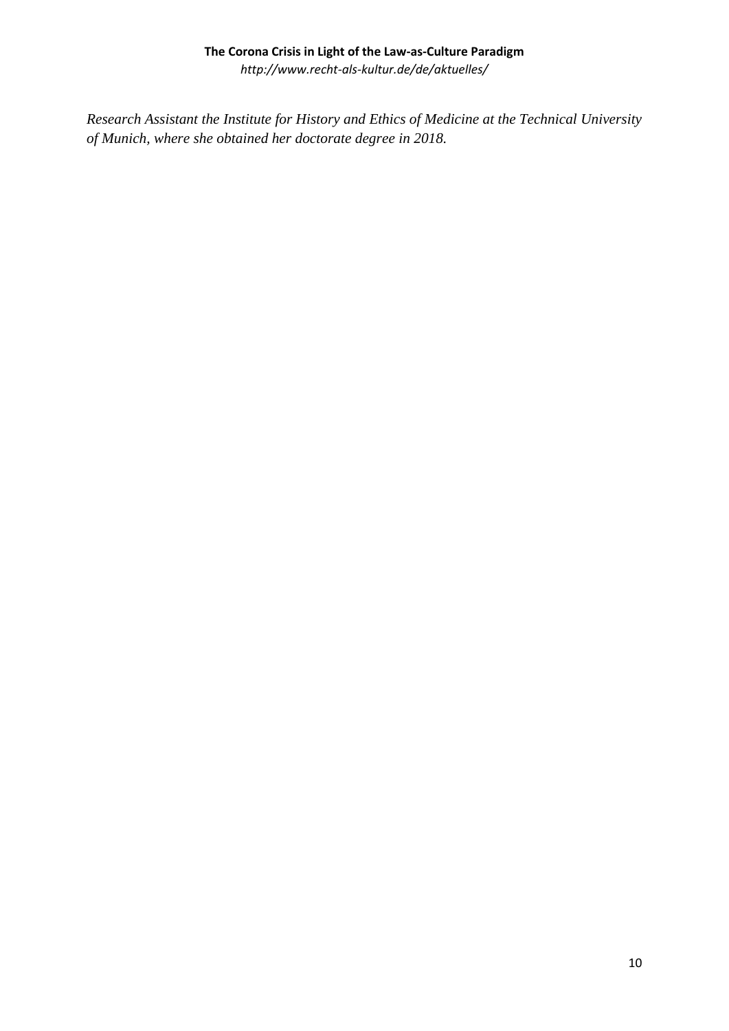*Research Assistant the Institute for History and Ethics of Medicine at the Technical University of Munich, where she obtained her doctorate degree in 2018.*